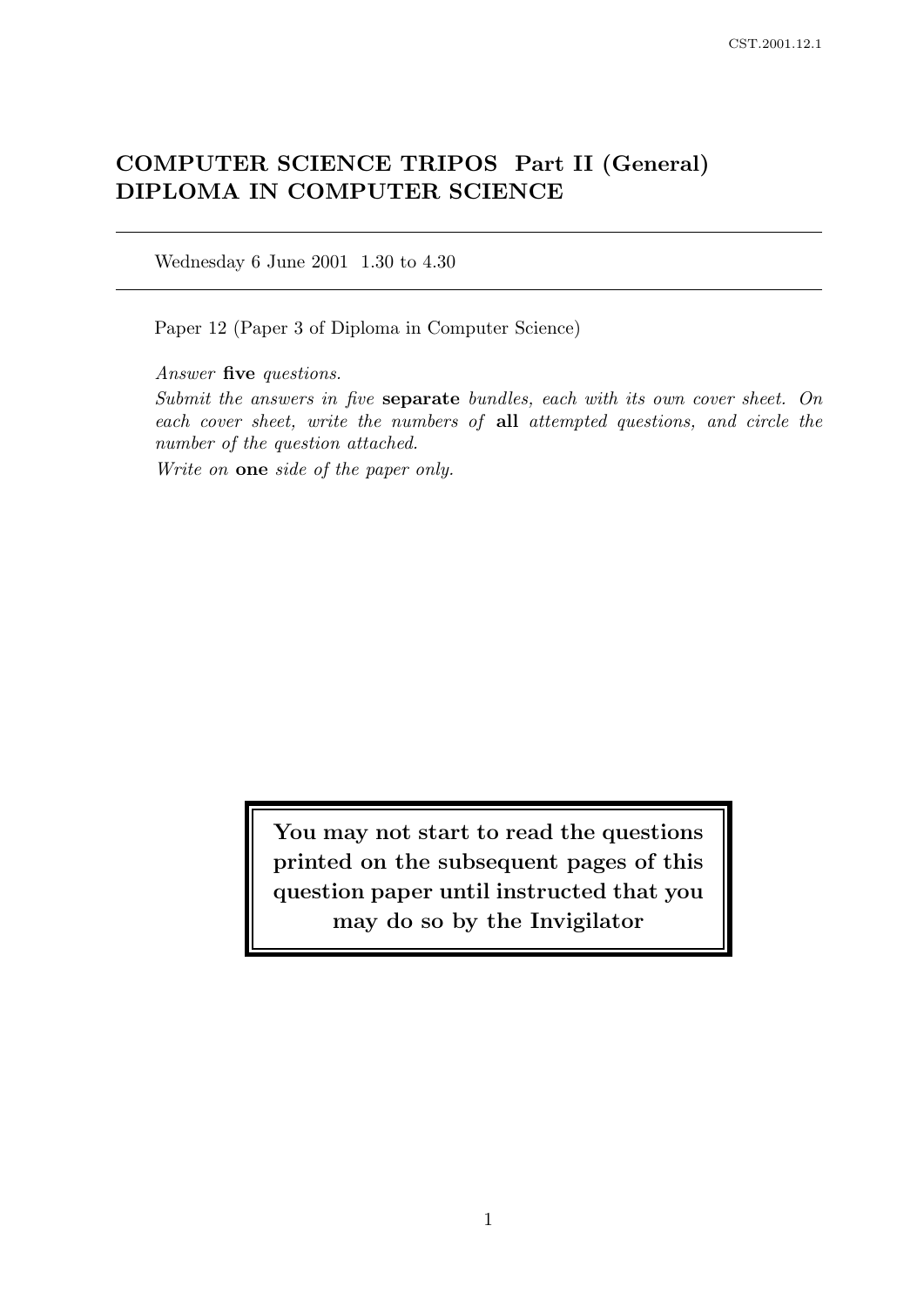# COMPUTER SCIENCE TRIPOS Part II (General)
# DIPLOMA IN COMPUTER SCIENCE

---

Wednesday 6 June 2001 1.30 to 4.30

---

Paper 12 (Paper 3 of Diploma in Computer Science)

*Answer* **five** *questions.*

*Submit the answers in five* **separate** *bundles, each with its own cover sheet. On each cover sheet, write the numbers of* **all** *attempted questions, and circle the number of the question attached.*

*Write on* **one** *side of the paper only.*

**You may not start to read the questions printed on the subsequent pages of this question paper until instructed that you may do so by the Invigilator**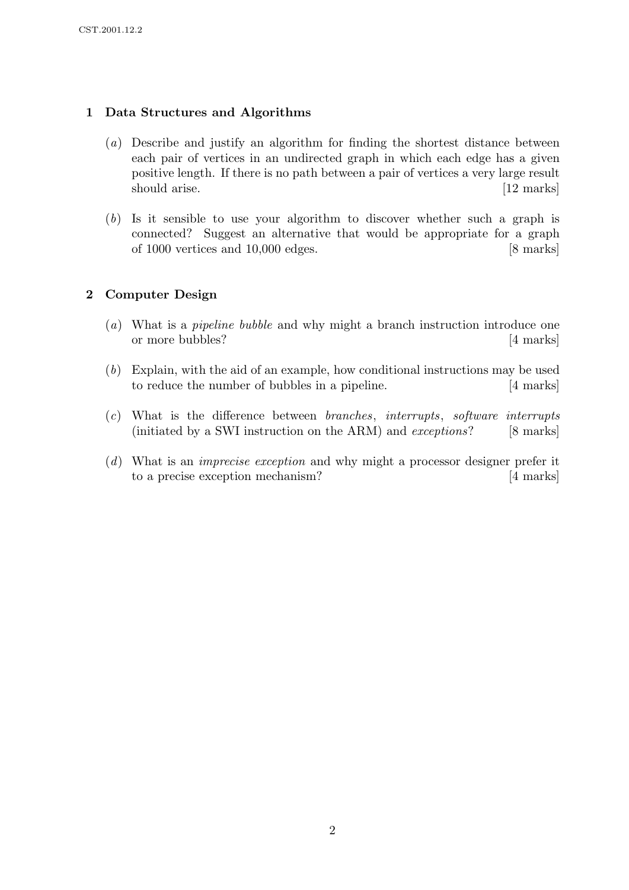## 1 Data Structures and Algorithms

(*a*) Describe and justify an algorithm for finding the shortest distance between each pair of vertices in an undirected graph in which each edge has a given positive length. If there is no path between a pair of vertices a very large result should arise. [12 marks]

(*b*) Is it sensible to use your algorithm to discover whether such a graph is connected? Suggest an alternative that would be appropriate for a graph of 1000 vertices and 10,000 edges. [8 marks]

## 2 Computer Design

(*a*) What is a *pipeline bubble* and why might a branch instruction introduce one or more bubbles? [4 marks]

(*b*) Explain, with the aid of an example, how conditional instructions may be used to reduce the number of bubbles in a pipeline. [4 marks]

(*c*) What is the difference between *branches*, *interrupts*, *software interrupts* (initiated by a SWI instruction on the ARM) and *exceptions*? [8 marks]

(*d*) What is an *imprecise exception* and why might a processor designer prefer it to a precise exception mechanism? [4 marks]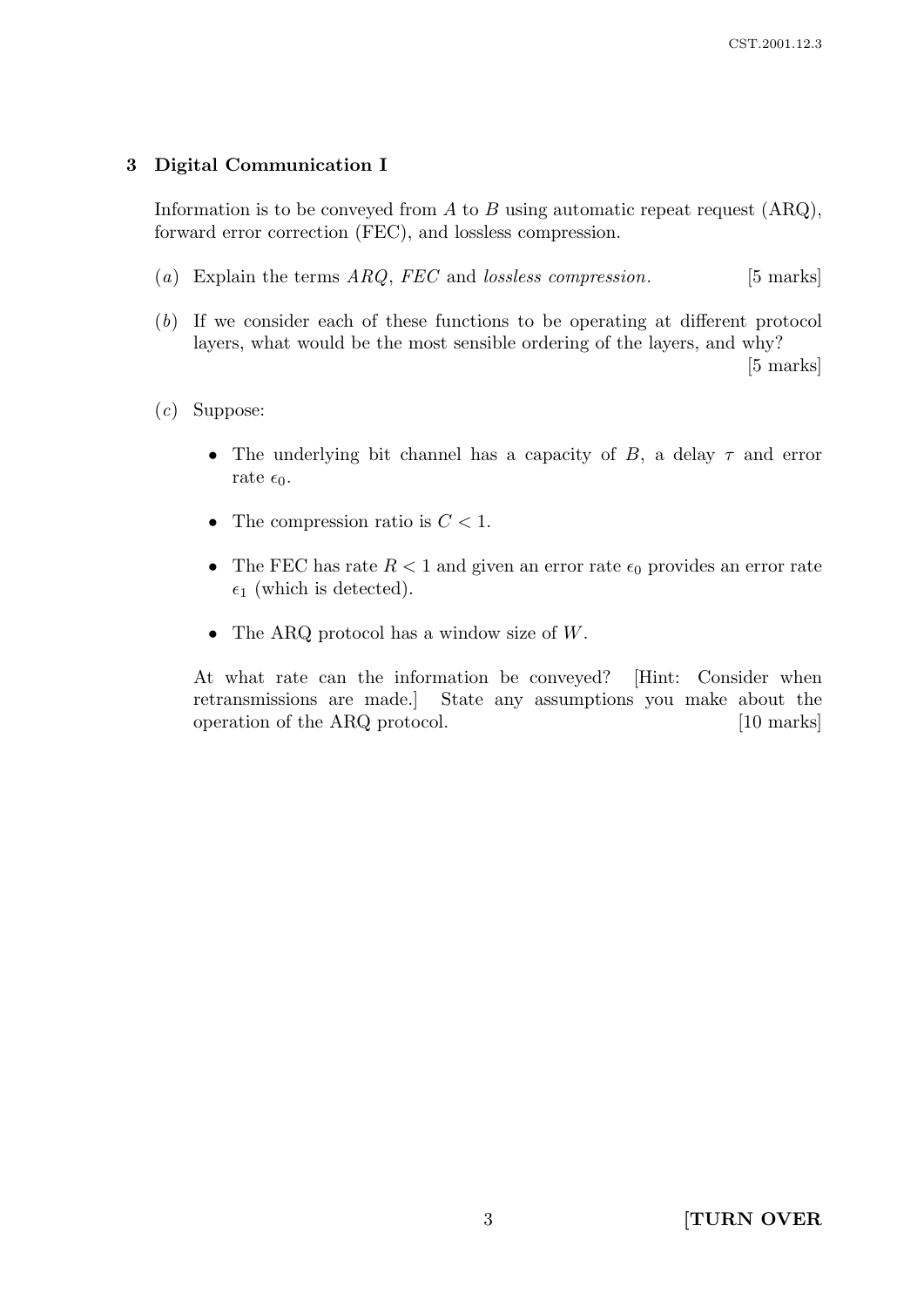## 3 Digital Communication I

Information is to be conveyed from $A$ to $B$ using automatic repeat request (ARQ), forward error correction (FEC), and lossless compression.

(*a*) Explain the terms *ARQ*, *FEC* and *lossless compression*. [5 marks]

(*b*) If we consider each of these functions to be operating at different protocol layers, what would be the most sensible ordering of the layers, and why? [5 marks]

(*c*) Suppose:

- The underlying bit channel has a capacity of $B$, a delay $\tau$ and error rate $\epsilon_0$.
- The compression ratio is $C < 1$.
- The FEC has rate $R < 1$ and given an error rate $\epsilon_0$ provides an error rate $\epsilon_1$ (which is detected).
- The ARQ protocol has a window size of $W$.

At what rate can the information be conveyed? [Hint: Consider when retransmissions are made.] State any assumptions you make about the operation of the ARQ protocol. [10 marks]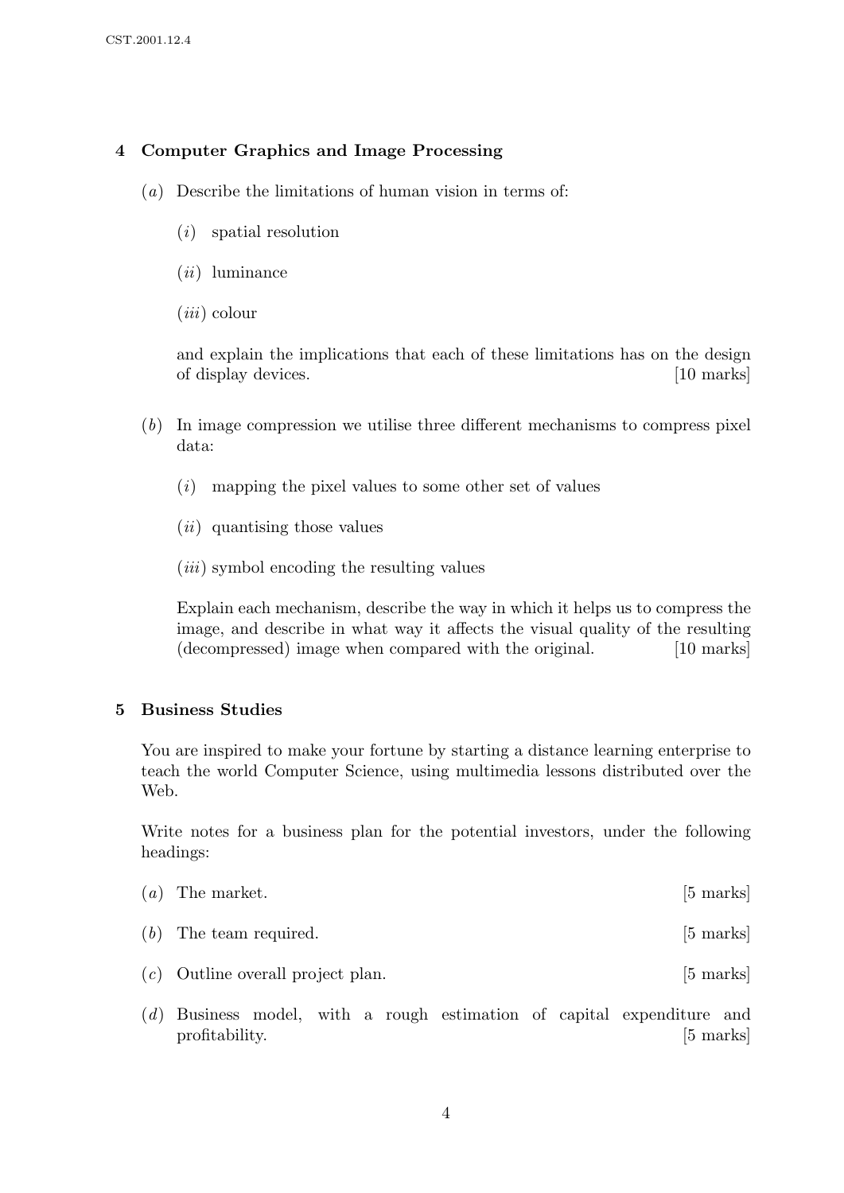## 4 Computer Graphics and Image Processing

(*a*) Describe the limitations of human vision in terms of:

(*i*) spatial resolution

(*ii*) luminance

(*iii*) colour

and explain the implications that each of these limitations has on the design of display devices. [10 marks]

(*b*) In image compression we utilise three different mechanisms to compress pixel data:

(*i*) mapping the pixel values to some other set of values

(*ii*) quantising those values

(*iii*) symbol encoding the resulting values

Explain each mechanism, describe the way in which it helps us to compress the image, and describe in what way it affects the visual quality of the resulting (decompressed) image when compared with the original. [10 marks]

## 5 Business Studies

You are inspired to make your fortune by starting a distance learning enterprise to teach the world Computer Science, using multimedia lessons distributed over the Web.

Write notes for a business plan for the potential investors, under the following headings:

(*a*) The market. [5 marks]

(*b*) The team required. [5 marks]

(*c*) Outline overall project plan. [5 marks]

(*d*) Business model, with a rough estimation of capital expenditure and profitability. [5 marks]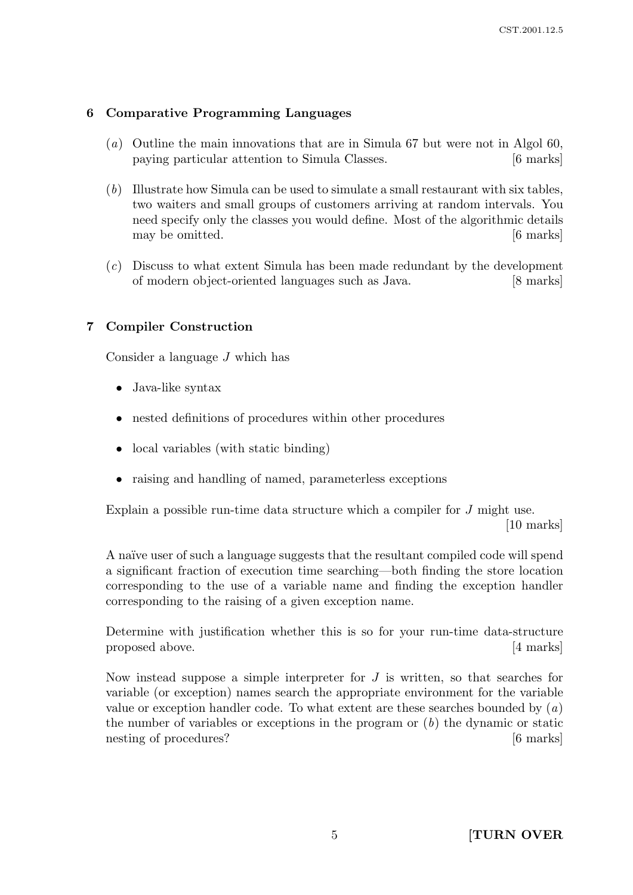## 6 Comparative Programming Languages

(*a*) Outline the main innovations that are in Simula 67 but were not in Algol 60, paying particular attention to Simula Classes. [6 marks]

(*b*) Illustrate how Simula can be used to simulate a small restaurant with six tables, two waiters and small groups of customers arriving at random intervals. You need specify only the classes you would define. Most of the algorithmic details may be omitted. [6 marks]

(*c*) Discuss to what extent Simula has been made redundant by the development of modern object-oriented languages such as Java. [8 marks]

## 7 Compiler Construction

Consider a language *J* which has

- Java-like syntax
- nested definitions of procedures within other procedures
- local variables (with static binding)
- raising and handling of named, parameterless exceptions

Explain a possible run-time data structure which a compiler for *J* might use. [10 marks]

A naïve user of such a language suggests that the resultant compiled code will spend a significant fraction of execution time searching—both finding the store location corresponding to the use of a variable name and finding the exception handler corresponding to the raising of a given exception name.

Determine with justification whether this is so for your run-time data-structure proposed above. [4 marks]

Now instead suppose a simple interpreter for *J* is written, so that searches for variable (or exception) names search the appropriate environment for the variable value or exception handler code. To what extent are these searches bounded by (*a*) the number of variables or exceptions in the program or (*b*) the dynamic or static nesting of procedures? [6 marks]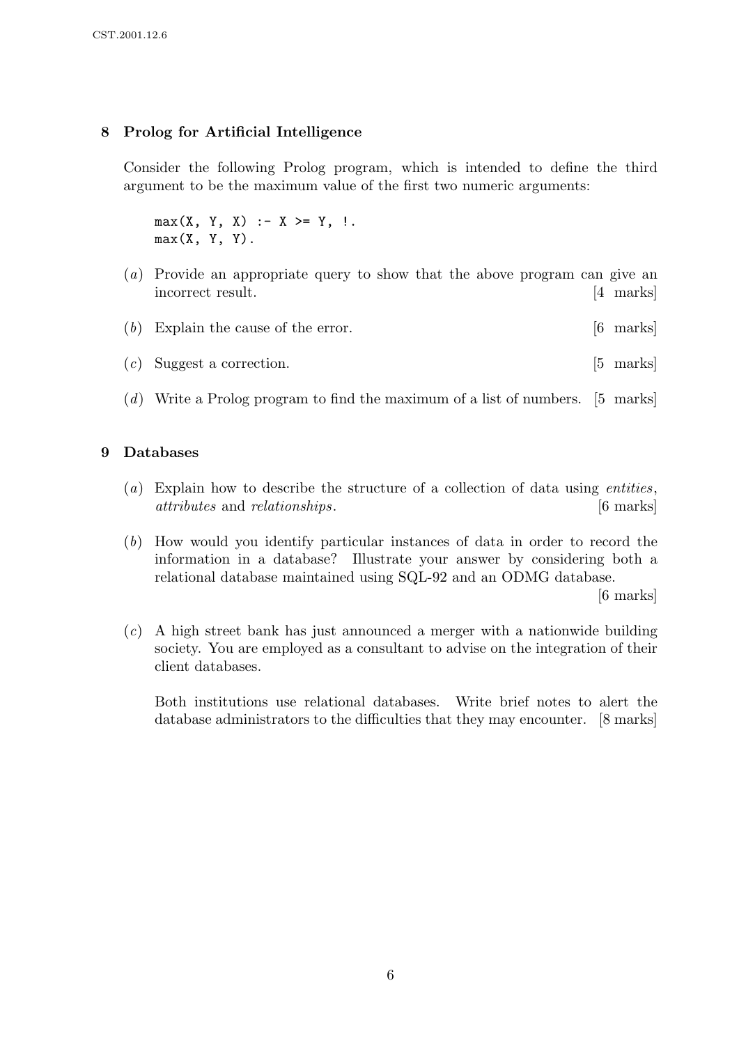## 8 Prolog for Artificial Intelligence

Consider the following Prolog program, which is intended to define the third argument to be the maximum value of the first two numeric arguments:

```
max(X, Y, X) :- X >= Y, !.
max(X, Y, Y).
```

(*a*) Provide an appropriate query to show that the above program can give an incorrect result. [4 marks]

(*b*) Explain the cause of the error. [6 marks]

(*c*) Suggest a correction. [5 marks]

(*d*) Write a Prolog program to find the maximum of a list of numbers. [5 marks]

## 9 Databases

(*a*) Explain how to describe the structure of a collection of data using *entities*, *attributes* and *relationships*. [6 marks]

(*b*) How would you identify particular instances of data in order to record the information in a database? Illustrate your answer by considering both a relational database maintained using SQL-92 and an ODMG database. [6 marks]

(*c*) A high street bank has just announced a merger with a nationwide building society. You are employed as a consultant to advise on the integration of their client databases.

Both institutions use relational databases. Write brief notes to alert the database administrators to the difficulties that they may encounter. [8 marks]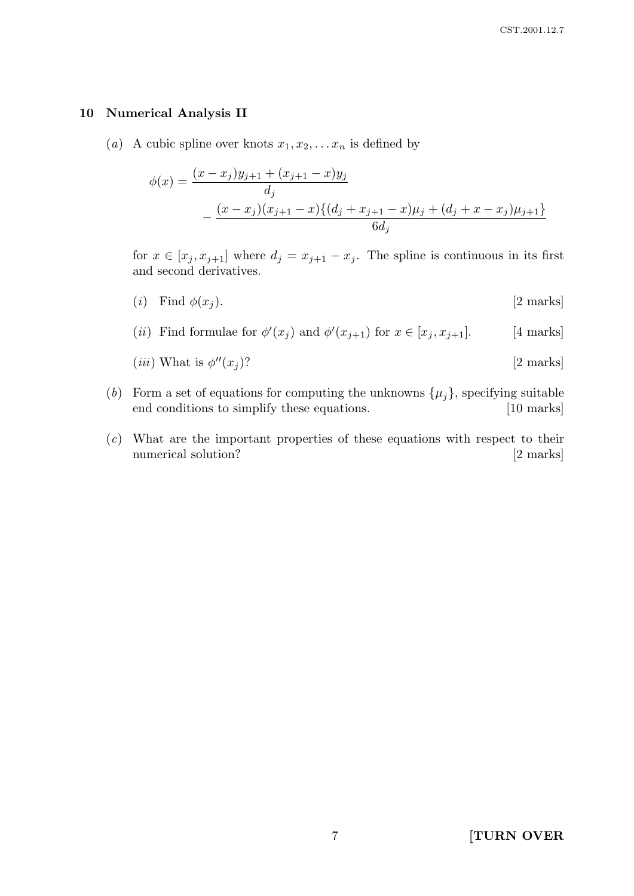## 10 Numerical Analysis II

(*a*) A cubic spline over knots $x_1, x_2, \ldots x_n$ is defined by

$$\phi(x) = \frac{(x - x_j)y_{j+1} + (x_{j+1} - x)y_j}{d_j} - \frac{(x - x_j)(x_{j+1} - x)\{(d_j + x_{j+1} - x)\mu_j + (d_j + x - x_j)\mu_{j+1}\}}{6d_j}$$

for $x \in [x_j, x_{j+1}]$ where $d_j = x_{j+1} - x_j$. The spline is continuous in its first and second derivatives.

(*i*) Find $\phi(x_j)$. [2 marks]

(*ii*) Find formulae for $\phi'(x_j)$ and $\phi'(x_{j+1})$ for $x \in [x_j, x_{j+1}]$. [4 marks]

(*iii*) What is $\phi''(x_j)$? [2 marks]

(*b*) Form a set of equations for computing the unknowns $\{\mu_j\}$, specifying suitable end conditions to simplify these equations. [10 marks]

(*c*) What are the important properties of these equations with respect to their numerical solution? [2 marks]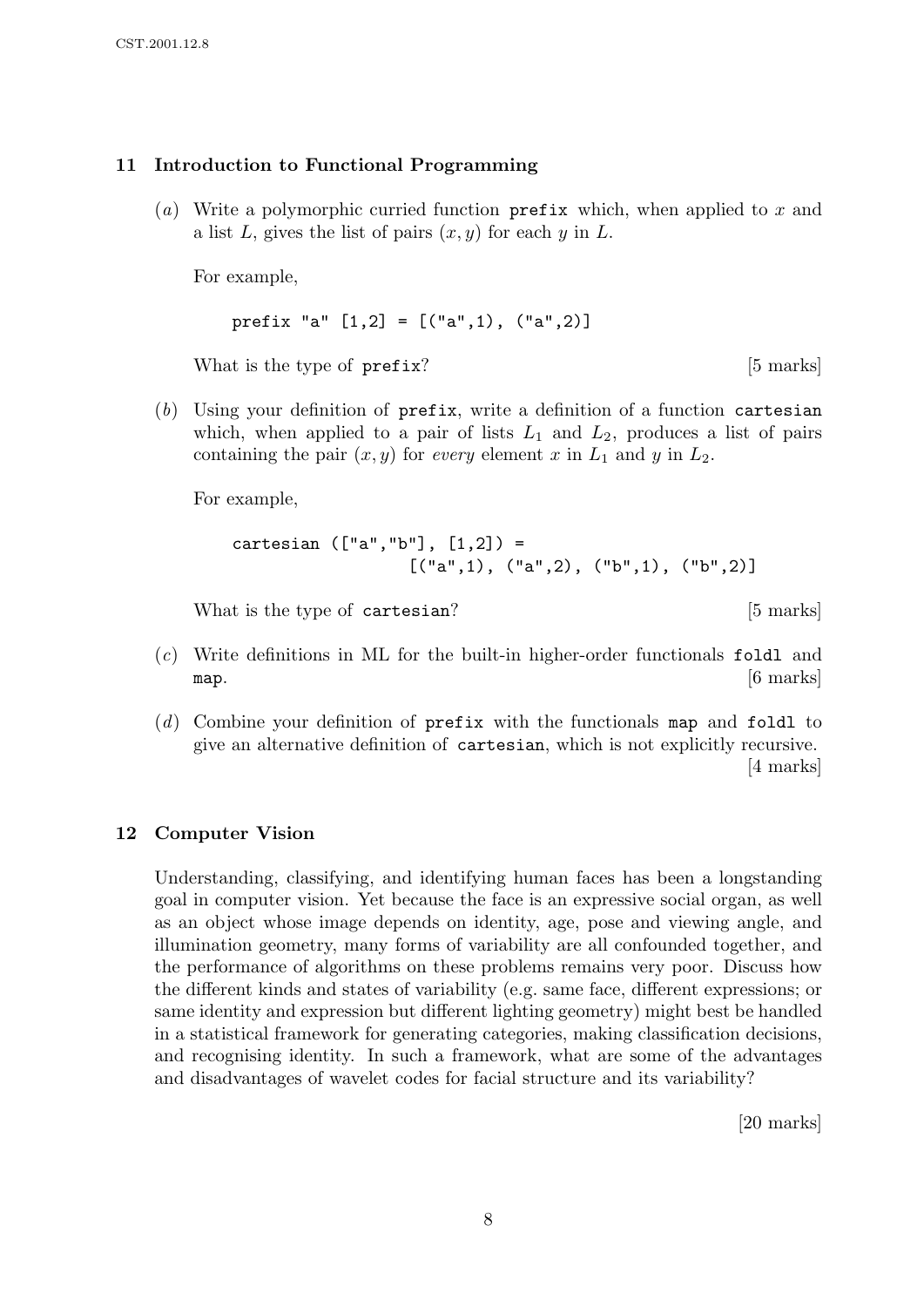## 11 Introduction to Functional Programming

(*a*) Write a polymorphic curried function `prefix` which, when applied to $x$ and a list $L$, gives the list of pairs $(x, y)$ for each $y$ in $L$.

For example,

```
prefix "a" [1,2] = [("a",1), ("a",2)]
```

What is the type of `prefix`? [5 marks]

(*b*) Using your definition of `prefix`, write a definition of a function `cartesian` which, when applied to a pair of lists $L_1$ and $L_2$, produces a list of pairs containing the pair $(x, y)$ for *every* element $x$ in $L_1$ and $y$ in $L_2$.

For example,

```
cartesian (["a","b"], [1,2]) =
                 [("a",1), ("a",2), ("b",1), ("b",2)]
```

What is the type of `cartesian`? [5 marks]

(*c*) Write definitions in ML for the built-in higher-order functionals `foldl` and `map`. [6 marks]

(*d*) Combine your definition of `prefix` with the functionals `map` and `foldl` to give an alternative definition of `cartesian`, which is not explicitly recursive. [4 marks]

## 12 Computer Vision

Understanding, classifying, and identifying human faces has been a longstanding goal in computer vision. Yet because the face is an expressive social organ, as well as an object whose image depends on identity, age, pose and viewing angle, and illumination geometry, many forms of variability are all confounded together, and the performance of algorithms on these problems remains very poor. Discuss how the different kinds and states of variability (e.g. same face, different expressions; or same identity and expression but different lighting geometry) might best be handled in a statistical framework for generating categories, making classification decisions, and recognising identity. In such a framework, what are some of the advantages and disadvantages of wavelet codes for facial structure and its variability?

[20 marks]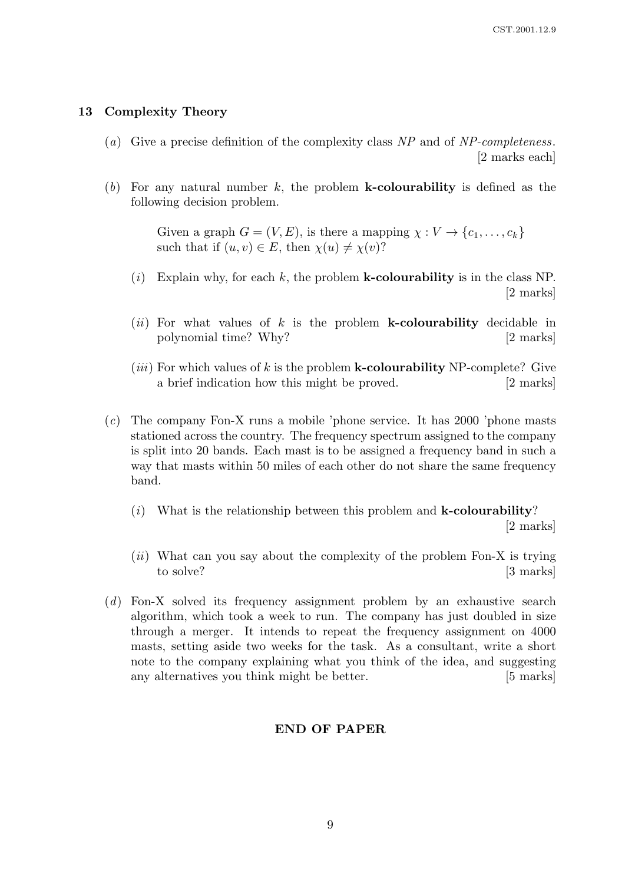## 13 Complexity Theory

(*a*) Give a precise definition of the complexity class *NP* and of *NP-completeness*. [2 marks each]

(*b*) For any natural number $k$, the problem **k-colourability** is defined as the following decision problem.

> Given a graph $G = (V, E)$, is there a mapping $\chi : V \to \{c_1, \ldots, c_k\}$ such that if $(u, v) \in E$, then $\chi(u) \neq \chi(v)$?

(*i*) Explain why, for each $k$, the problem **k-colourability** is in the class NP. [2 marks]

(*ii*) For what values of $k$ is the problem **k-colourability** decidable in polynomial time? Why? [2 marks]

(*iii*) For which values of $k$ is the problem **k-colourability** NP-complete? Give a brief indication how this might be proved. [2 marks]

(*c*) The company Fon-X runs a mobile 'phone service. It has 2000 'phone masts stationed across the country. The frequency spectrum assigned to the company is split into 20 bands. Each mast is to be assigned a frequency band in such a way that masts within 50 miles of each other do not share the same frequency band.

(*i*) What is the relationship between this problem and **k-colourability**? [2 marks]

(*ii*) What can you say about the complexity of the problem Fon-X is trying to solve? [3 marks]

(*d*) Fon-X solved its frequency assignment problem by an exhaustive search algorithm, which took a week to run. The company has just doubled in size through a merger. It intends to repeat the frequency assignment on 4000 masts, setting aside two weeks for the task. As a consultant, write a short note to the company explaining what you think of the idea, and suggesting any alternatives you think might be better. [5 marks]

**END OF PAPER**